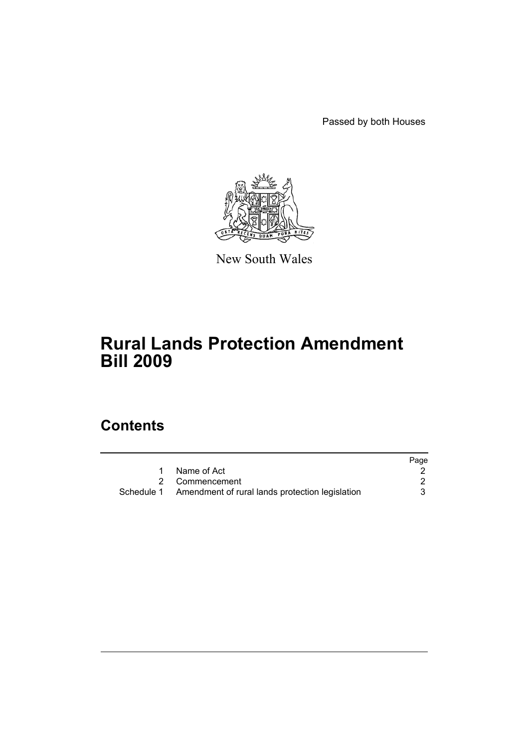Passed by both Houses

New South Wales

# Rural Lands Protection Amendment Bill 2009

## Contents

| | | Page |
|---|---|---|
| 1 | Name of Act | 2 |
| 2 | Commencement | 2 |
| Schedule 1 | Amendment of rural lands protection legislation | 3 |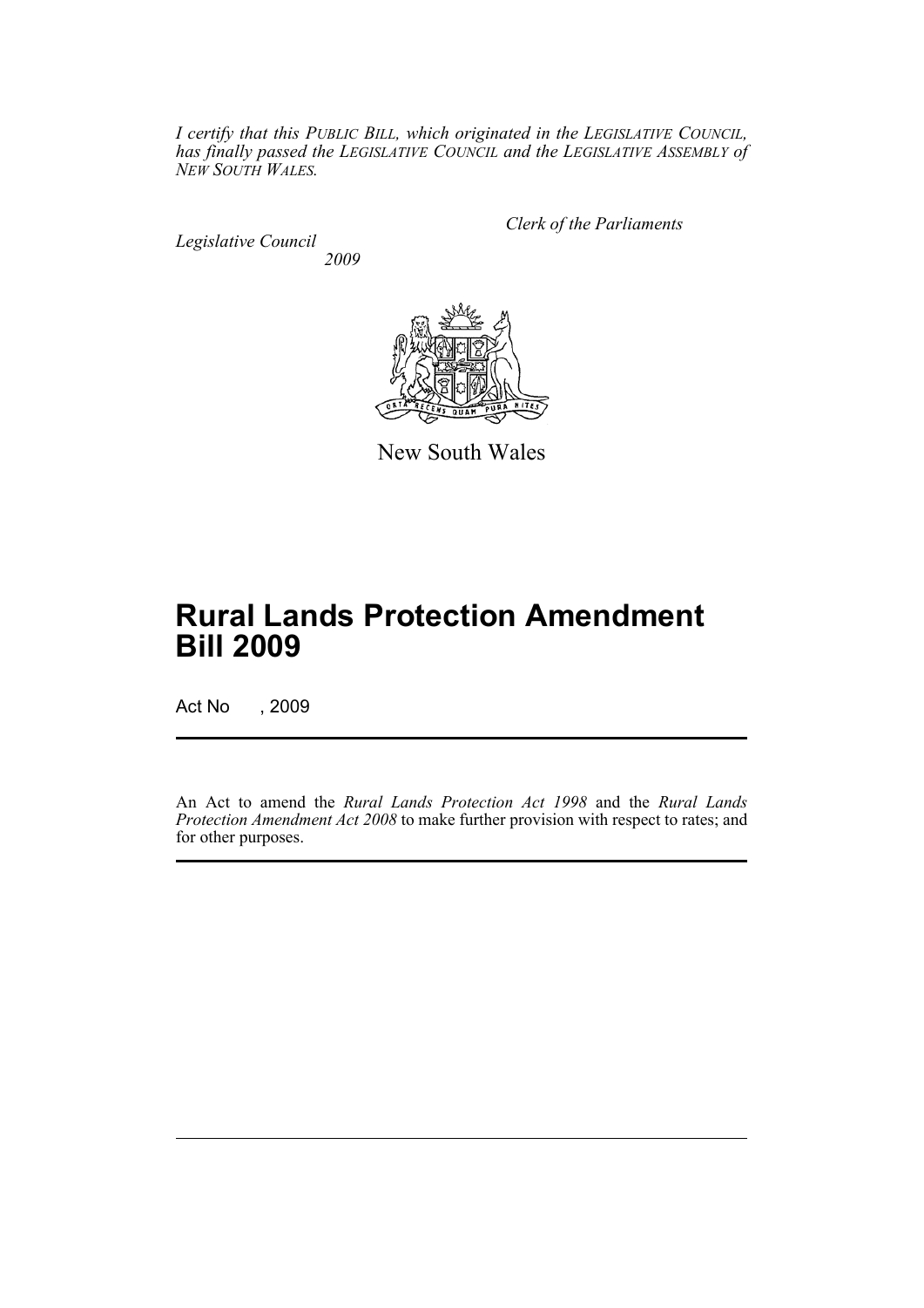*I certify that this PUBLIC BILL, which originated in the LEGISLATIVE COUNCIL, has finally passed the LEGISLATIVE COUNCIL and the LEGISLATIVE ASSEMBLY of NEW SOUTH WALES.*

*Clerk of the Parliaments*

*Legislative Council*

*2009*

New South Wales

# Rural Lands Protection Amendment Bill 2009

Act No , 2009

An Act to amend the *Rural Lands Protection Act 1998* and the *Rural Lands Protection Amendment Act 2008* to make further provision with respect to rates; and for other purposes.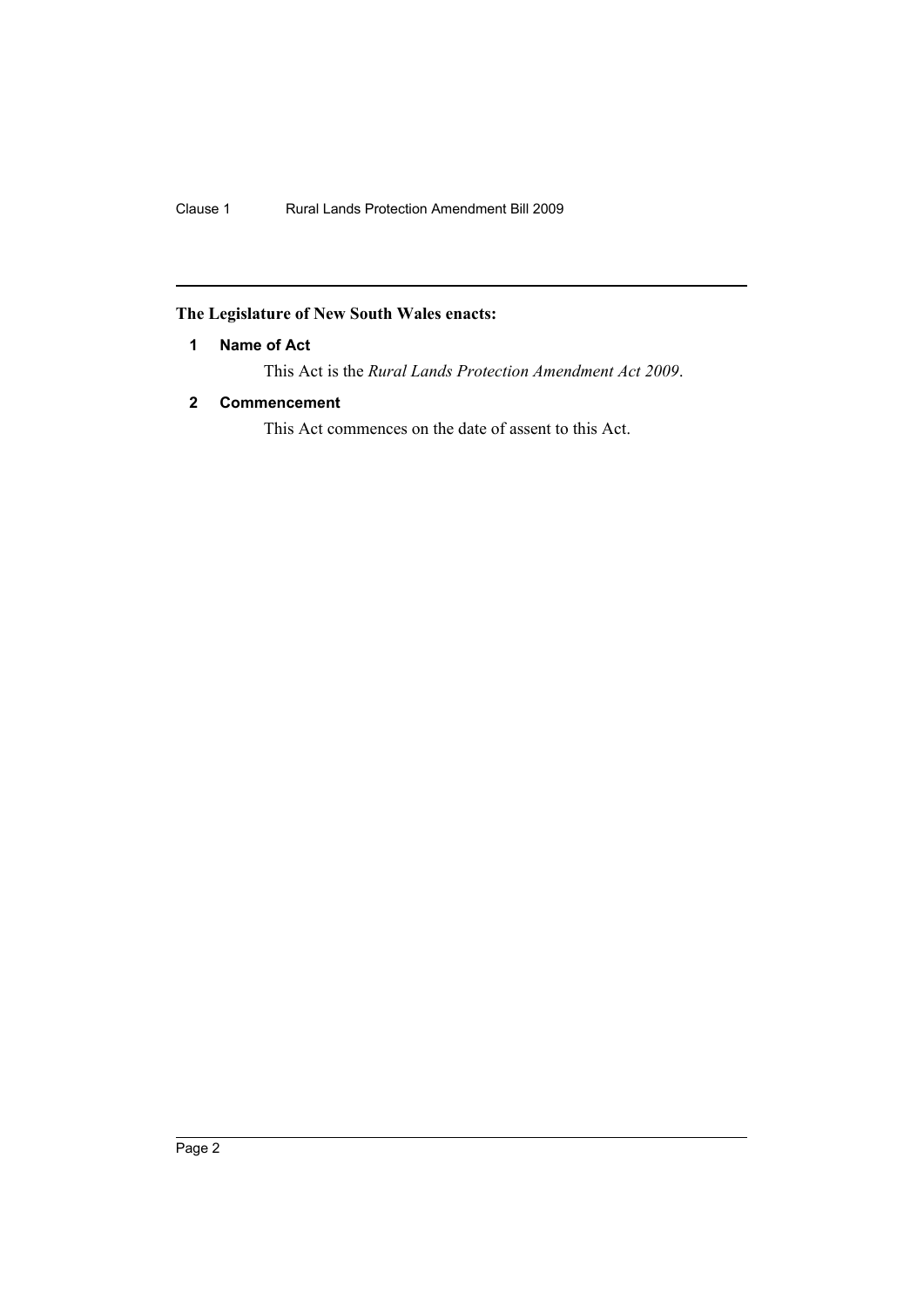**The Legislature of New South Wales enacts:**

### 1 Name of Act

This Act is the *Rural Lands Protection Amendment Act 2009*.

### 2 Commencement

This Act commences on the date of assent to this Act.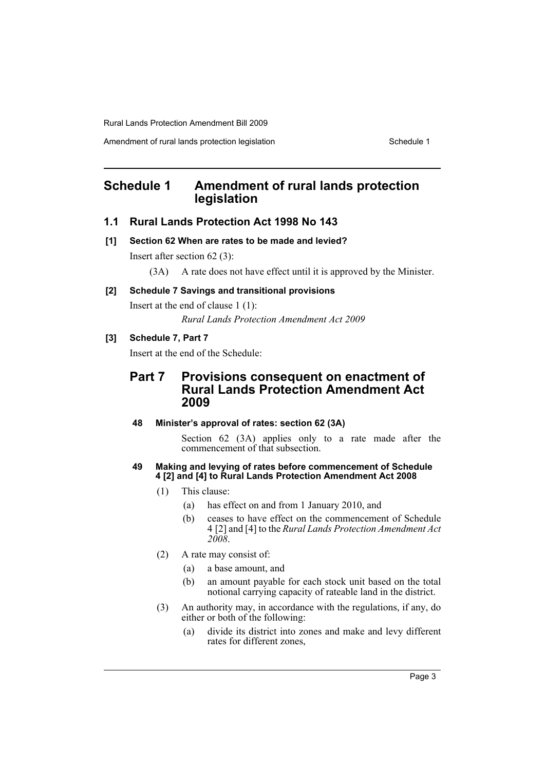## Schedule 1 Amendment of rural lands protection legislation

### 1.1 Rural Lands Protection Act 1998 No 143

**[1] Section 62 When are rates to be made and levied?**

Insert after section 62 (3):

(3A) A rate does not have effect until it is approved by the Minister.

**[2] Schedule 7 Savings and transitional provisions**

Insert at the end of clause 1 (1):

*Rural Lands Protection Amendment Act 2009*

**[3] Schedule 7, Part 7**

Insert at the end of the Schedule:

## Part 7 Provisions consequent on enactment of Rural Lands Protection Amendment Act 2009

**48 Minister's approval of rates: section 62 (3A)**

Section 62 (3A) applies only to a rate made after the commencement of that subsection.

**49 Making and levying of rates before commencement of Schedule 4 [2] and [4] to Rural Lands Protection Amendment Act 2008**

(1) This clause:

(a) has effect on and from 1 January 2010, and

(b) ceases to have effect on the commencement of Schedule 4 [2] and [4] to the *Rural Lands Protection Amendment Act 2008*.

(2) A rate may consist of:

(a) a base amount, and

(b) an amount payable for each stock unit based on the total notional carrying capacity of rateable land in the district.

(3) An authority may, in accordance with the regulations, if any, do either or both of the following:

(a) divide its district into zones and make and levy different rates for different zones,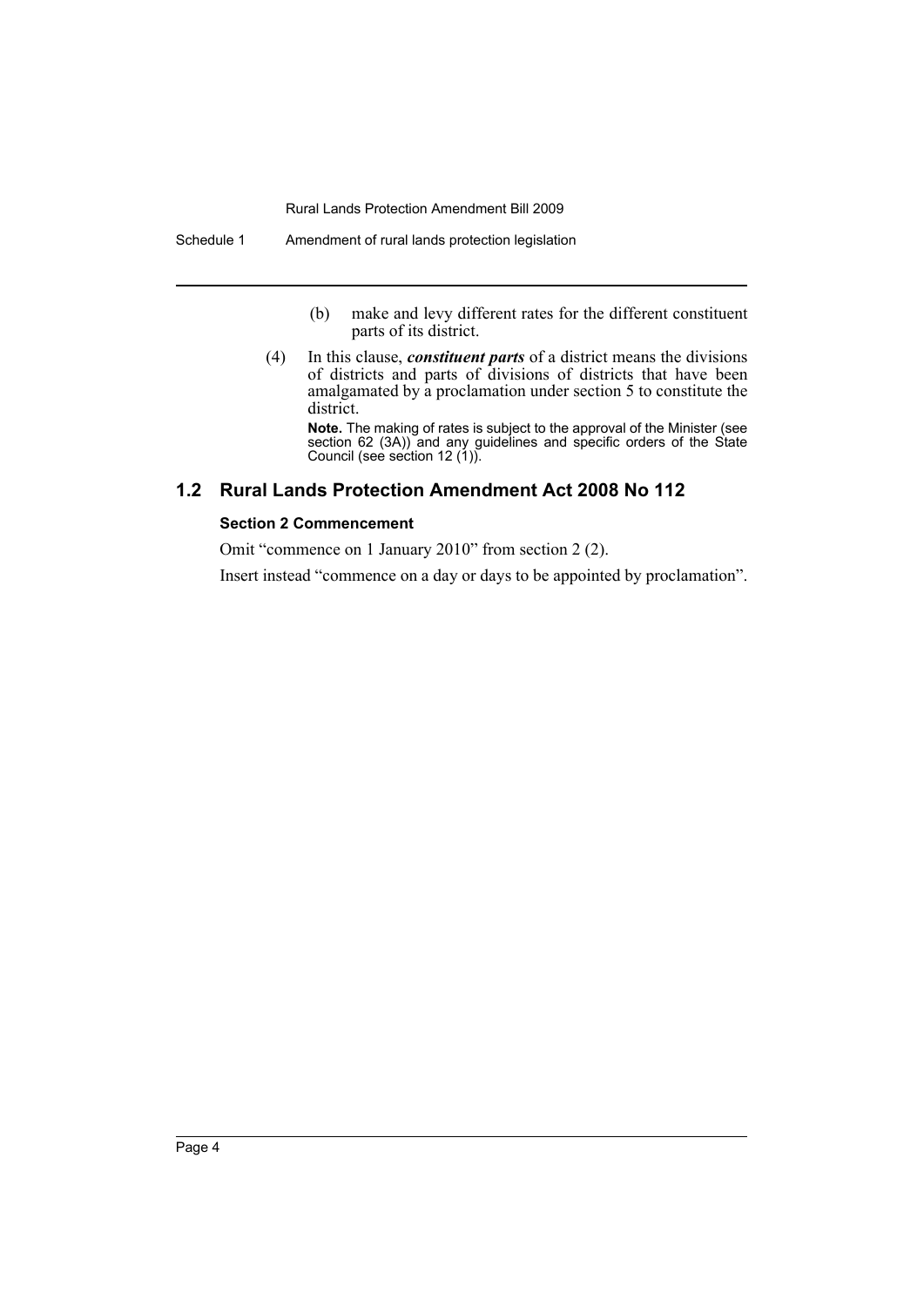(b) make and levy different rates for the different constituent parts of its district.

(4) In this clause, ***constituent parts*** of a district means the divisions of districts and parts of divisions of districts that have been amalgamated by a proclamation under section 5 to constitute the district.

**Note.** The making of rates is subject to the approval of the Minister (see section 62 (3A)) and any guidelines and specific orders of the State Council (see section 12 (1)).

## 1.2 Rural Lands Protection Amendment Act 2008 No 112

### Section 2 Commencement

Omit "commence on 1 January 2010" from section 2 (2).

Insert instead "commence on a day or days to be appointed by proclamation".